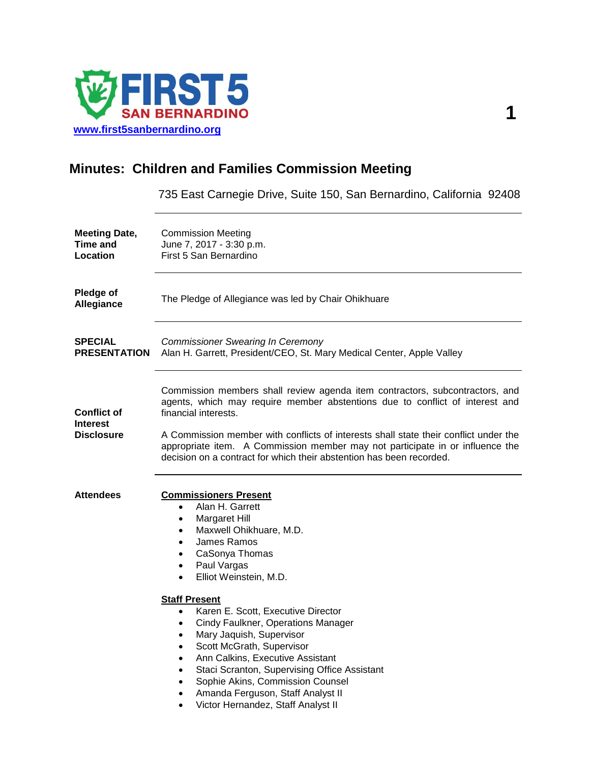FIRST 5 SAN BERNARDINO

www.first5sanbernardino.org

# Minutes: Children and Families Commission Meeting

735 East Carnegie Drive, Suite 150, San Bernardino, California 92408

**Meeting Date, Time and Location**

Commission Meeting
June 7, 2017 - 3:30 p.m.
First 5 San Bernardino

**Pledge of Allegiance**

The Pledge of Allegiance was led by Chair Ohikhuare

**SPECIAL PRESENTATION**

*Commissioner Swearing In Ceremony*
Alan H. Garrett, President/CEO, St. Mary Medical Center, Apple Valley

**Conflict of Interest Disclosure**

Commission members shall review agenda item contractors, subcontractors, and agents, which may require member abstentions due to conflict of interest and financial interests.

A Commission member with conflicts of interests shall state their conflict under the appropriate item. A Commission member may not participate in or influence the decision on a contract for which their abstention has been recorded.

**Attendees**

**Commissioners Present**

- Alan H. Garrett
- Margaret Hill
- Maxwell Ohikhuare, M.D.
- James Ramos
- CaSonya Thomas
- Paul Vargas
- Elliot Weinstein, M.D.

**Staff Present**

- Karen E. Scott, Executive Director
- Cindy Faulkner, Operations Manager
- Mary Jaquish, Supervisor
- Scott McGrath, Supervisor
- Ann Calkins, Executive Assistant
- Staci Scranton, Supervising Office Assistant
- Sophie Akins, Commission Counsel
- Amanda Ferguson, Staff Analyst II
- Victor Hernandez, Staff Analyst II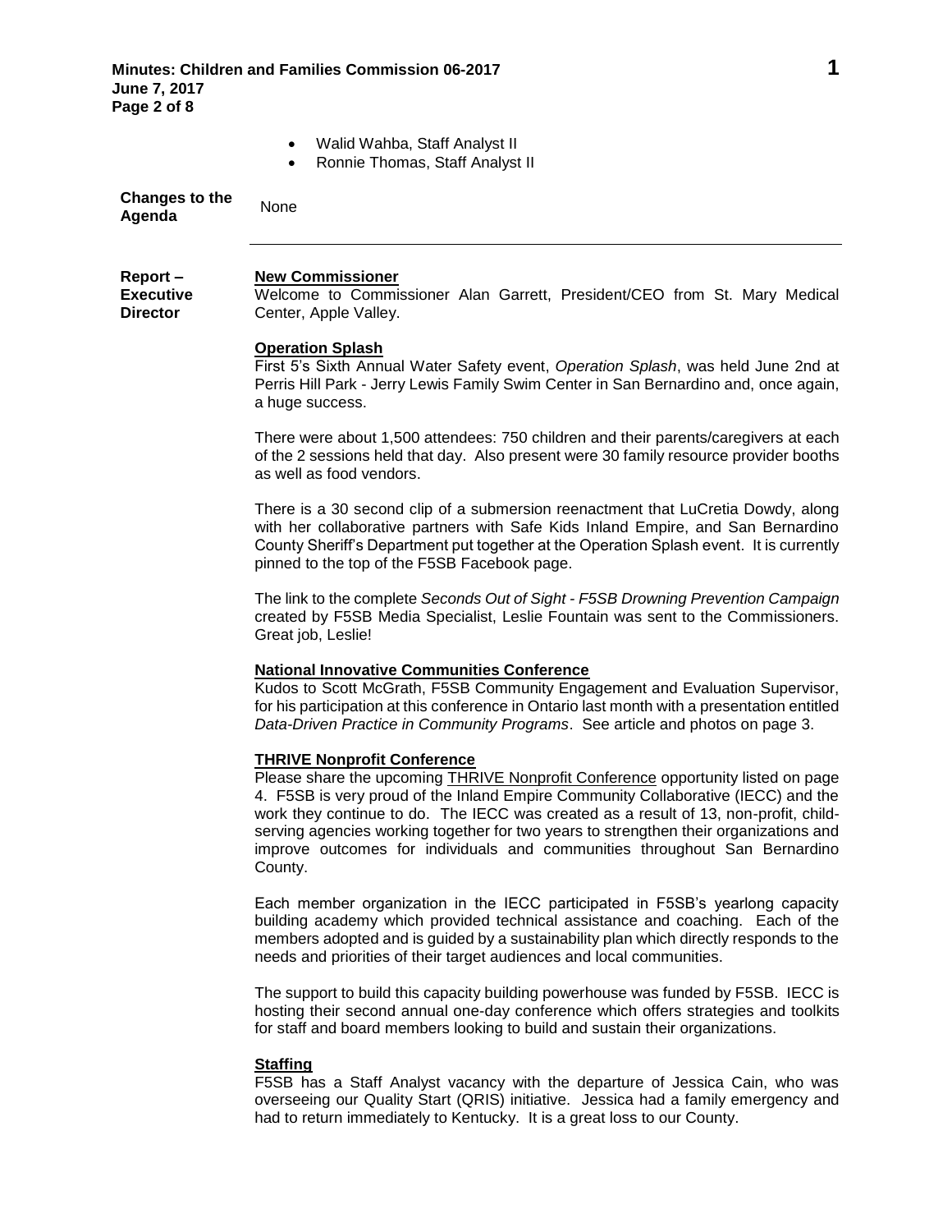- Walid Wahba, Staff Analyst II
- Ronnie Thomas, Staff Analyst II

**Changes to the Agenda** None

---

**Report – Executive Director**

**New Commissioner**
Welcome to Commissioner Alan Garrett, President/CEO from St. Mary Medical Center, Apple Valley.

**Operation Splash**
First 5's Sixth Annual Water Safety event, *Operation Splash*, was held June 2nd at Perris Hill Park - Jerry Lewis Family Swim Center in San Bernardino and, once again, a huge success.

There were about 1,500 attendees: 750 children and their parents/caregivers at each of the 2 sessions held that day. Also present were 30 family resource provider booths as well as food vendors.

There is a 30 second clip of a submersion reenactment that LuCretia Dowdy, along with her collaborative partners with Safe Kids Inland Empire, and San Bernardino County Sheriff's Department put together at the Operation Splash event. It is currently pinned to the top of the F5SB Facebook page.

The link to the complete *Seconds Out of Sight - F5SB Drowning Prevention Campaign* created by F5SB Media Specialist, Leslie Fountain was sent to the Commissioners. Great job, Leslie!

**National Innovative Communities Conference**
Kudos to Scott McGrath, F5SB Community Engagement and Evaluation Supervisor, for his participation at this conference in Ontario last month with a presentation entitled *Data-Driven Practice in Community Programs*. See article and photos on page 3.

**THRIVE Nonprofit Conference**
Please share the upcoming THRIVE Nonprofit Conference opportunity listed on page 4. F5SB is very proud of the Inland Empire Community Collaborative (IECC) and the work they continue to do. The IECC was created as a result of 13, non-profit, child-serving agencies working together for two years to strengthen their organizations and improve outcomes for individuals and communities throughout San Bernardino County.

Each member organization in the IECC participated in F5SB's yearlong capacity building academy which provided technical assistance and coaching. Each of the members adopted and is guided by a sustainability plan which directly responds to the needs and priorities of their target audiences and local communities.

The support to build this capacity building powerhouse was funded by F5SB. IECC is hosting their second annual one-day conference which offers strategies and toolkits for staff and board members looking to build and sustain their organizations.

**Staffing**
F5SB has a Staff Analyst vacancy with the departure of Jessica Cain, who was overseeing our Quality Start (QRIS) initiative. Jessica had a family emergency and had to return immediately to Kentucky. It is a great loss to our County.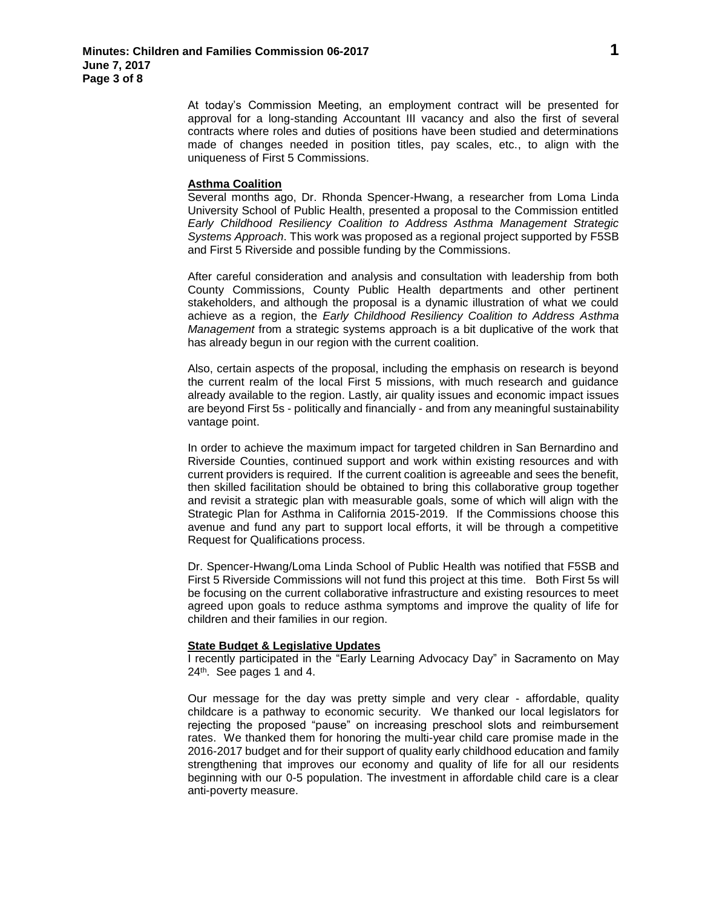At today's Commission Meeting, an employment contract will be presented for approval for a long-standing Accountant III vacancy and also the first of several contracts where roles and duties of positions have been studied and determinations made of changes needed in position titles, pay scales, etc., to align with the uniqueness of First 5 Commissions.

**Asthma Coalition**

Several months ago, Dr. Rhonda Spencer-Hwang, a researcher from Loma Linda University School of Public Health, presented a proposal to the Commission entitled *Early Childhood Resiliency Coalition to Address Asthma Management Strategic Systems Approach*. This work was proposed as a regional project supported by F5SB and First 5 Riverside and possible funding by the Commissions.

After careful consideration and analysis and consultation with leadership from both County Commissions, County Public Health departments and other pertinent stakeholders, and although the proposal is a dynamic illustration of what we could achieve as a region, the *Early Childhood Resiliency Coalition to Address Asthma Management* from a strategic systems approach is a bit duplicative of the work that has already begun in our region with the current coalition.

Also, certain aspects of the proposal, including the emphasis on research is beyond the current realm of the local First 5 missions, with much research and guidance already available to the region. Lastly, air quality issues and economic impact issues are beyond First 5s - politically and financially - and from any meaningful sustainability vantage point.

In order to achieve the maximum impact for targeted children in San Bernardino and Riverside Counties, continued support and work within existing resources and with current providers is required. If the current coalition is agreeable and sees the benefit, then skilled facilitation should be obtained to bring this collaborative group together and revisit a strategic plan with measurable goals, some of which will align with the Strategic Plan for Asthma in California 2015-2019. If the Commissions choose this avenue and fund any part to support local efforts, it will be through a competitive Request for Qualifications process.

Dr. Spencer-Hwang/Loma Linda School of Public Health was notified that F5SB and First 5 Riverside Commissions will not fund this project at this time. Both First 5s will be focusing on the current collaborative infrastructure and existing resources to meet agreed upon goals to reduce asthma symptoms and improve the quality of life for children and their families in our region.

**State Budget & Legislative Updates**

I recently participated in the "Early Learning Advocacy Day" in Sacramento on May 24th. See pages 1 and 4.

Our message for the day was pretty simple and very clear - affordable, quality childcare is a pathway to economic security. We thanked our local legislators for rejecting the proposed "pause" on increasing preschool slots and reimbursement rates. We thanked them for honoring the multi-year child care promise made in the 2016-2017 budget and for their support of quality early childhood education and family strengthening that improves our economy and quality of life for all our residents beginning with our 0-5 population. The investment in affordable child care is a clear anti-poverty measure.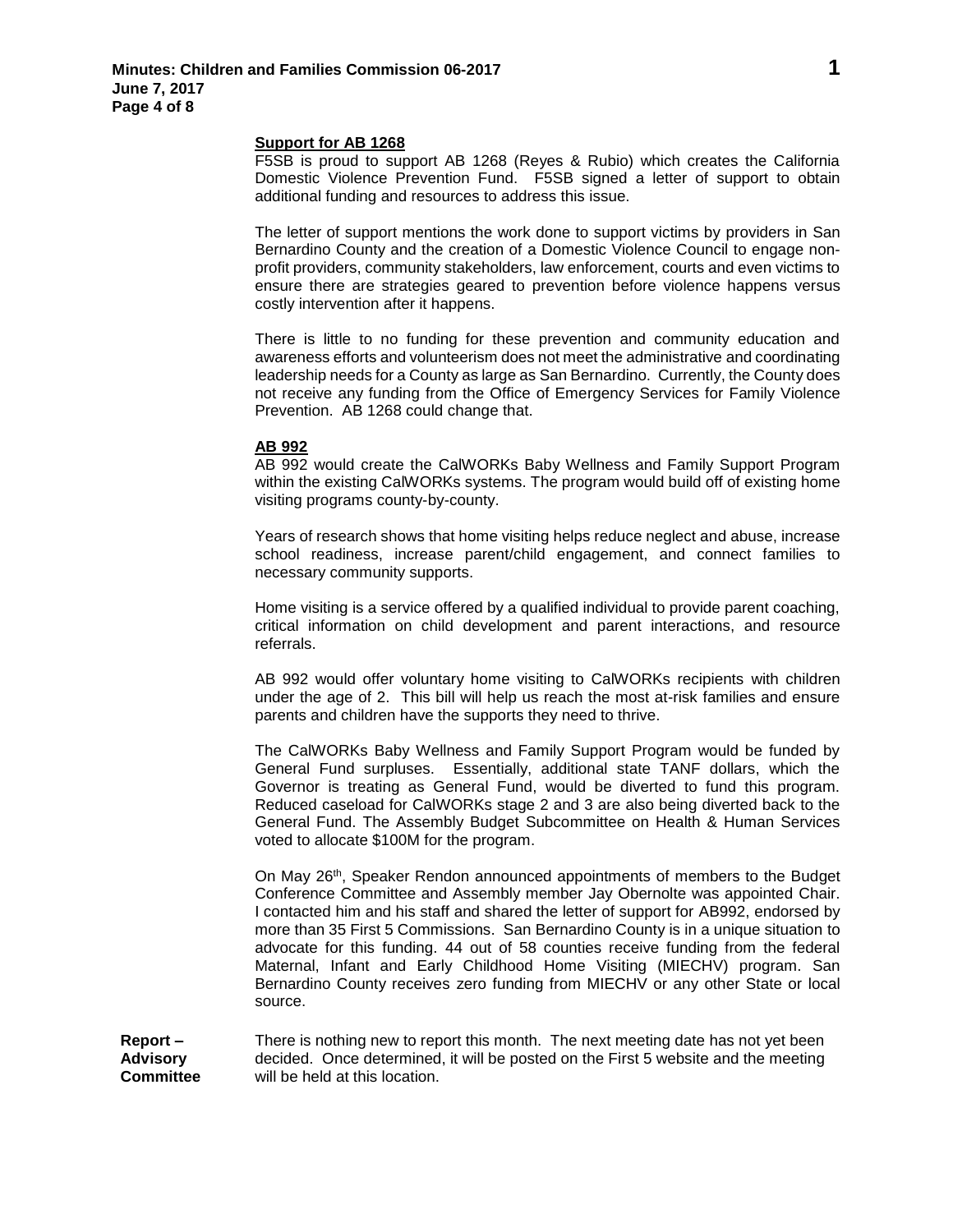**Support for AB 1268**

F5SB is proud to support AB 1268 (Reyes & Rubio) which creates the California Domestic Violence Prevention Fund. F5SB signed a letter of support to obtain additional funding and resources to address this issue.

The letter of support mentions the work done to support victims by providers in San Bernardino County and the creation of a Domestic Violence Council to engage non-profit providers, community stakeholders, law enforcement, courts and even victims to ensure there are strategies geared to prevention before violence happens versus costly intervention after it happens.

There is little to no funding for these prevention and community education and awareness efforts and volunteerism does not meet the administrative and coordinating leadership needs for a County as large as San Bernardino. Currently, the County does not receive any funding from the Office of Emergency Services for Family Violence Prevention. AB 1268 could change that.

**AB 992**

AB 992 would create the CalWORKs Baby Wellness and Family Support Program within the existing CalWORKs systems. The program would build off of existing home visiting programs county-by-county.

Years of research shows that home visiting helps reduce neglect and abuse, increase school readiness, increase parent/child engagement, and connect families to necessary community supports.

Home visiting is a service offered by a qualified individual to provide parent coaching, critical information on child development and parent interactions, and resource referrals.

AB 992 would offer voluntary home visiting to CalWORKs recipients with children under the age of 2. This bill will help us reach the most at-risk families and ensure parents and children have the supports they need to thrive.

The CalWORKs Baby Wellness and Family Support Program would be funded by General Fund surpluses. Essentially, additional state TANF dollars, which the Governor is treating as General Fund, would be diverted to fund this program. Reduced caseload for CalWORKs stage 2 and 3 are also being diverted back to the General Fund. The Assembly Budget Subcommittee on Health & Human Services voted to allocate $100M for the program.

On May 26th, Speaker Rendon announced appointments of members to the Budget Conference Committee and Assembly member Jay Obernolte was appointed Chair. I contacted him and his staff and shared the letter of support for AB992, endorsed by more than 35 First 5 Commissions. San Bernardino County is in a unique situation to advocate for this funding. 44 out of 58 counties receive funding from the federal Maternal, Infant and Early Childhood Home Visiting (MIECHV) program. San Bernardino County receives zero funding from MIECHV or any other State or local source.

**Report – Advisory Committee**

There is nothing new to report this month. The next meeting date has not yet been decided. Once determined, it will be posted on the First 5 website and the meeting will be held at this location.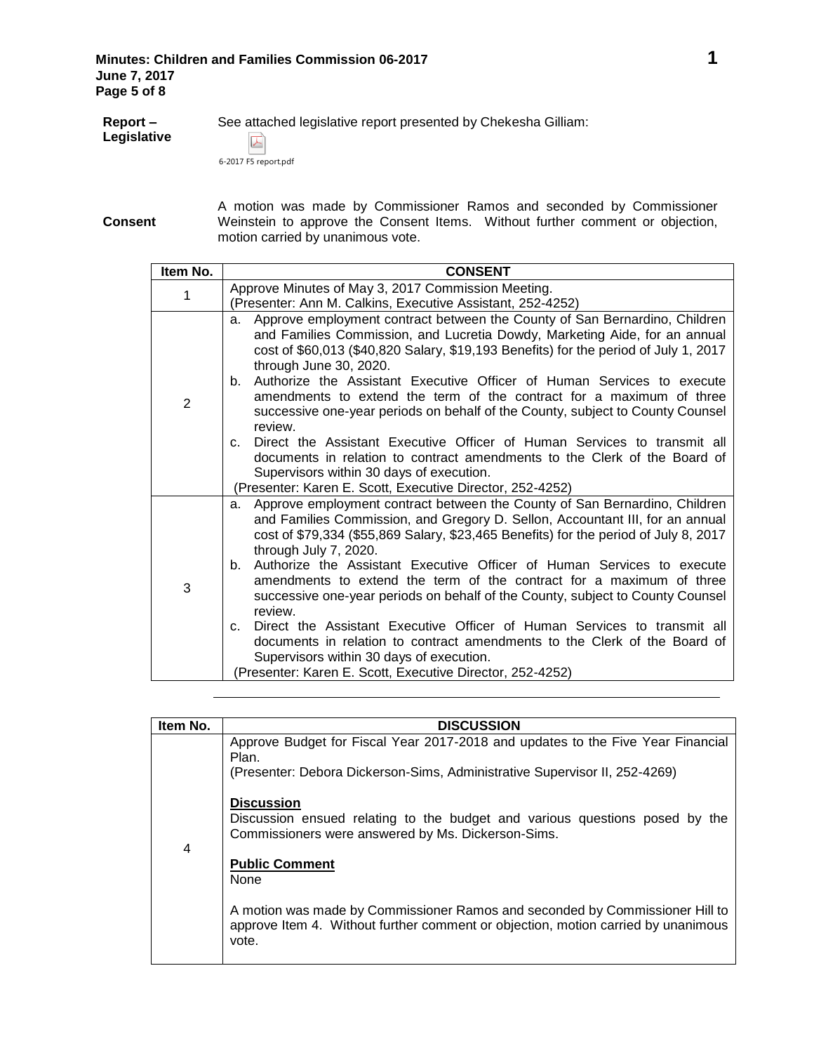**Report – Legislative**

See attached legislative report presented by Chekesha Gilliam:

6-2017 F5 report.pdf

**Consent**

A motion was made by Commissioner Ramos and seconded by Commissioner Weinstein to approve the Consent Items. Without further comment or objection, motion carried by unanimous vote.

| Item No. | CONSENT |
|---|---|
| 1 | Approve Minutes of May 3, 2017 Commission Meeting.<br>(Presenter: Ann M. Calkins, Executive Assistant, 252-4252) |
| 2 | a. Approve employment contract between the County of San Bernardino, Children and Families Commission, and Lucretia Dowdy, Marketing Aide, for an annual cost of $60,013 ($40,820 Salary, $19,193 Benefits) for the period of July 1, 2017 through June 30, 2020.<br>b. Authorize the Assistant Executive Officer of Human Services to execute amendments to extend the term of the contract for a maximum of three successive one-year periods on behalf of the County, subject to County Counsel review.<br>c. Direct the Assistant Executive Officer of Human Services to transmit all documents in relation to contract amendments to the Clerk of the Board of Supervisors within 30 days of execution.<br>(Presenter: Karen E. Scott, Executive Director, 252-4252) |
| 3 | a. Approve employment contract between the County of San Bernardino, Children and Families Commission, and Gregory D. Sellon, Accountant III, for an annual cost of $79,334 ($55,869 Salary, $23,465 Benefits) for the period of July 8, 2017 through July 7, 2020.<br>b. Authorize the Assistant Executive Officer of Human Services to execute amendments to extend the term of the contract for a maximum of three successive one-year periods on behalf of the County, subject to County Counsel review.<br>c. Direct the Assistant Executive Officer of Human Services to transmit all documents in relation to contract amendments to the Clerk of the Board of Supervisors within 30 days of execution.<br>(Presenter: Karen E. Scott, Executive Director, 252-4252) |

| Item No. | DISCUSSION |
|---|---|
| 4 | Approve Budget for Fiscal Year 2017-2018 and updates to the Five Year Financial Plan.<br>(Presenter: Debora Dickerson-Sims, Administrative Supervisor II, 252-4269)<br><br>**Discussion**<br>Discussion ensued relating to the budget and various questions posed by the Commissioners were answered by Ms. Dickerson-Sims.<br><br>**Public Comment**<br>None<br><br>A motion was made by Commissioner Ramos and seconded by Commissioner Hill to approve Item 4. Without further comment or objection, motion carried by unanimous vote. |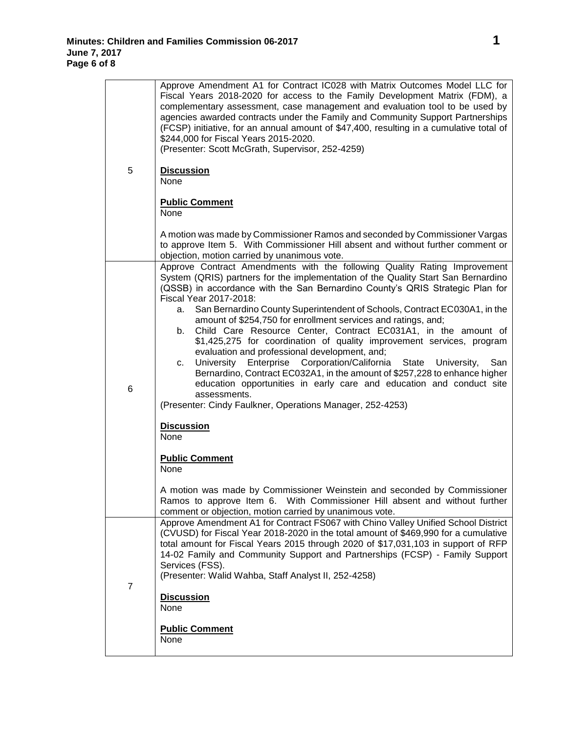| | |
|---|---|
| 5 | Approve Amendment A1 for Contract IC028 with Matrix Outcomes Model LLC for Fiscal Years 2018-2020 for access to the Family Development Matrix (FDM), a complementary assessment, case management and evaluation tool to be used by agencies awarded contracts under the Family and Community Support Partnerships (FCSP) initiative, for an annual amount of $47,400, resulting in a cumulative total of $244,000 for Fiscal Years 2015-2020.<br>(Presenter: Scott McGrath, Supervisor, 252-4259)<br><br>**Discussion**<br>None<br><br>**Public Comment**<br>None<br><br>A motion was made by Commissioner Ramos and seconded by Commissioner Vargas to approve Item 5. With Commissioner Hill absent and without further comment or objection, motion carried by unanimous vote. |
| 6 | Approve Contract Amendments with the following Quality Rating Improvement System (QRIS) partners for the implementation of the Quality Start San Bernardino (QSSB) in accordance with the San Bernardino County's QRIS Strategic Plan for Fiscal Year 2017-2018:<br>a. San Bernardino County Superintendent of Schools, Contract EC030A1, in the amount of $254,750 for enrollment services and ratings, and;<br>b. Child Care Resource Center, Contract EC031A1, in the amount of $1,425,275 for coordination of quality improvement services, program evaluation and professional development, and;<br>c. University Enterprise Corporation/California State University, San Bernardino, Contract EC032A1, in the amount of $257,228 to enhance higher education opportunities in early care and education and conduct site assessments.<br>(Presenter: Cindy Faulkner, Operations Manager, 252-4253)<br><br>**Discussion**<br>None<br><br>**Public Comment**<br>None<br><br>A motion was made by Commissioner Weinstein and seconded by Commissioner Ramos to approve Item 6. With Commissioner Hill absent and without further comment or objection, motion carried by unanimous vote. |
| 7 | Approve Amendment A1 for Contract FS067 with Chino Valley Unified School District (CVUSD) for Fiscal Year 2018-2020 in the total amount of $469,990 for a cumulative total amount for Fiscal Years 2015 through 2020 of $17,031,103 in support of RFP 14-02 Family and Community Support and Partnerships (FCSP) - Family Support Services (FSS).<br>(Presenter: Walid Wahba, Staff Analyst II, 252-4258)<br><br>**Discussion**<br>None<br><br>**Public Comment**<br>None |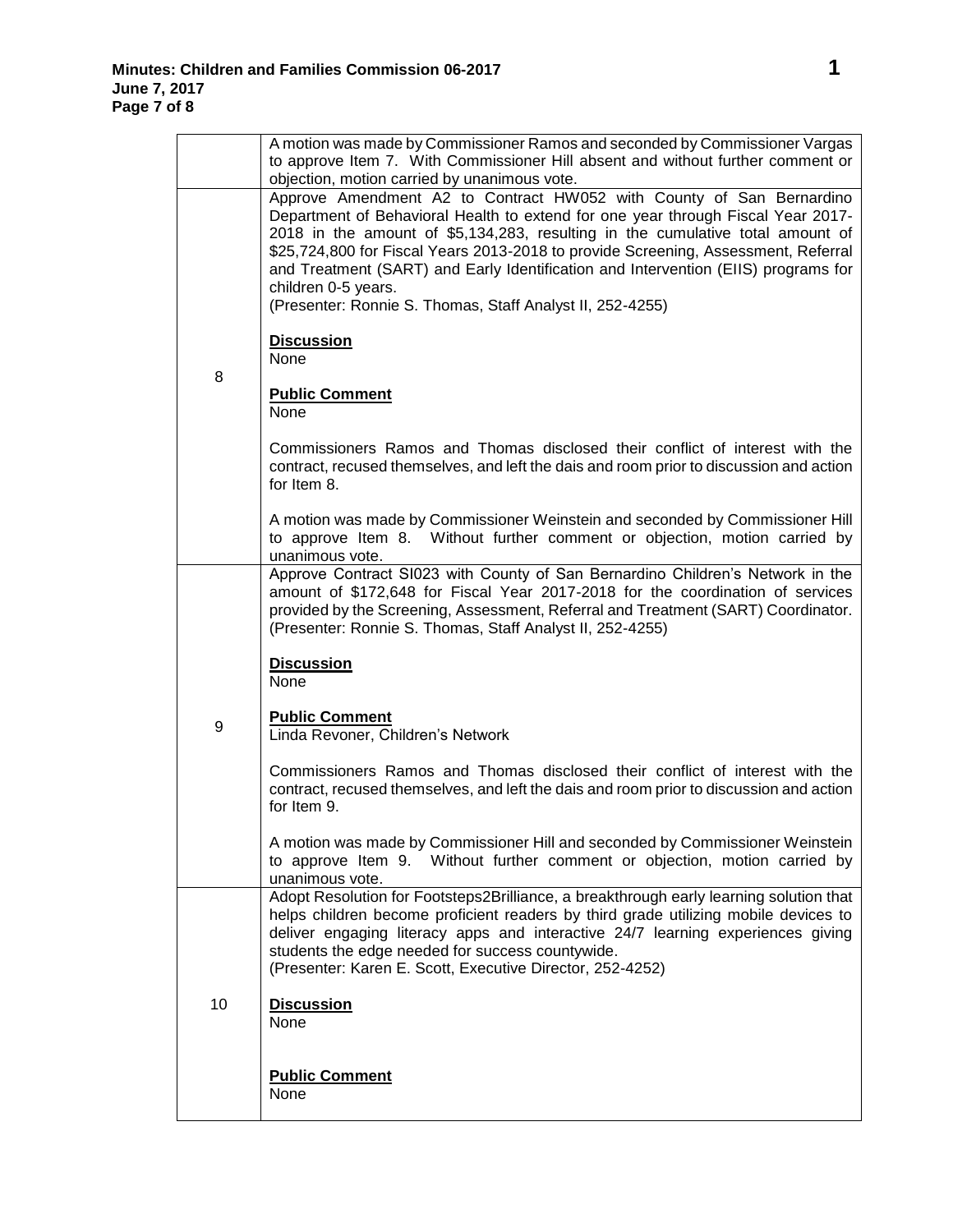| | |
|---|---|
| | A motion was made by Commissioner Ramos and seconded by Commissioner Vargas to approve Item 7. With Commissioner Hill absent and without further comment or objection, motion carried by unanimous vote. |
| 8 | Approve Amendment A2 to Contract HW052 with County of San Bernardino Department of Behavioral Health to extend for one year through Fiscal Year 2017-2018 in the amount of $5,134,283, resulting in the cumulative total amount of $25,724,800 for Fiscal Years 2013-2018 to provide Screening, Assessment, Referral and Treatment (SART) and Early Identification and Intervention (EIIS) programs for children 0-5 years.<br>(Presenter: Ronnie S. Thomas, Staff Analyst II, 252-4255)<br><br>**Discussion**<br>None<br><br>**Public Comment**<br>None<br><br>Commissioners Ramos and Thomas disclosed their conflict of interest with the contract, recused themselves, and left the dais and room prior to discussion and action for Item 8.<br><br>A motion was made by Commissioner Weinstein and seconded by Commissioner Hill to approve Item 8. Without further comment or objection, motion carried by unanimous vote. |
| 9 | Approve Contract SI023 with County of San Bernardino Children's Network in the amount of $172,648 for Fiscal Year 2017-2018 for the coordination of services provided by the Screening, Assessment, Referral and Treatment (SART) Coordinator.<br>(Presenter: Ronnie S. Thomas, Staff Analyst II, 252-4255)<br><br>**Discussion**<br>None<br><br>**Public Comment**<br>Linda Revoner, Children's Network<br><br>Commissioners Ramos and Thomas disclosed their conflict of interest with the contract, recused themselves, and left the dais and room prior to discussion and action for Item 9.<br><br>A motion was made by Commissioner Hill and seconded by Commissioner Weinstein to approve Item 9. Without further comment or objection, motion carried by unanimous vote. |
| 10 | Adopt Resolution for Footsteps2Brilliance, a breakthrough early learning solution that helps children become proficient readers by third grade utilizing mobile devices to deliver engaging literacy apps and interactive 24/7 learning experiences giving students the edge needed for success countywide.<br>(Presenter: Karen E. Scott, Executive Director, 252-4252)<br><br>**Discussion**<br>None<br><br>**Public Comment**<br>None |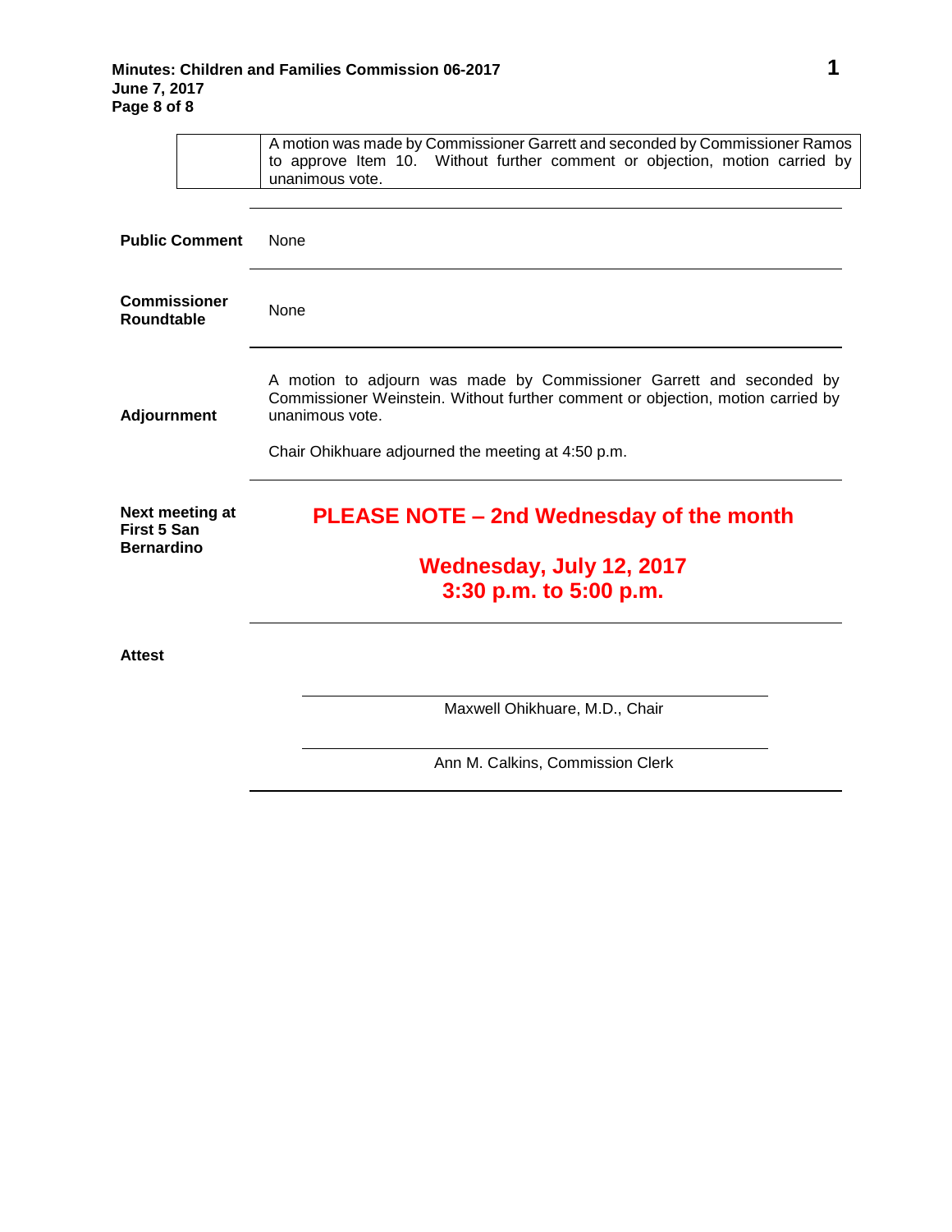| | |
|---|---|
| | A motion was made by Commissioner Garrett and seconded by Commissioner Ramos to approve Item 10. Without further comment or objection, motion carried by unanimous vote. |

**Public Comment**

None

**Commissioner Roundtable**

None

**Adjournment**

A motion to adjourn was made by Commissioner Garrett and seconded by Commissioner Weinstein. Without further comment or objection, motion carried by unanimous vote.

Chair Ohikhuare adjourned the meeting at 4:50 p.m.

**Next meeting at First 5 San Bernardino**

**PLEASE NOTE – 2nd Wednesday of the month**

**Wednesday, July 12, 2017**
**3:30 p.m. to 5:00 p.m.**

**Attest**

Maxwell Ohikhuare, M.D., Chair

Ann M. Calkins, Commission Clerk